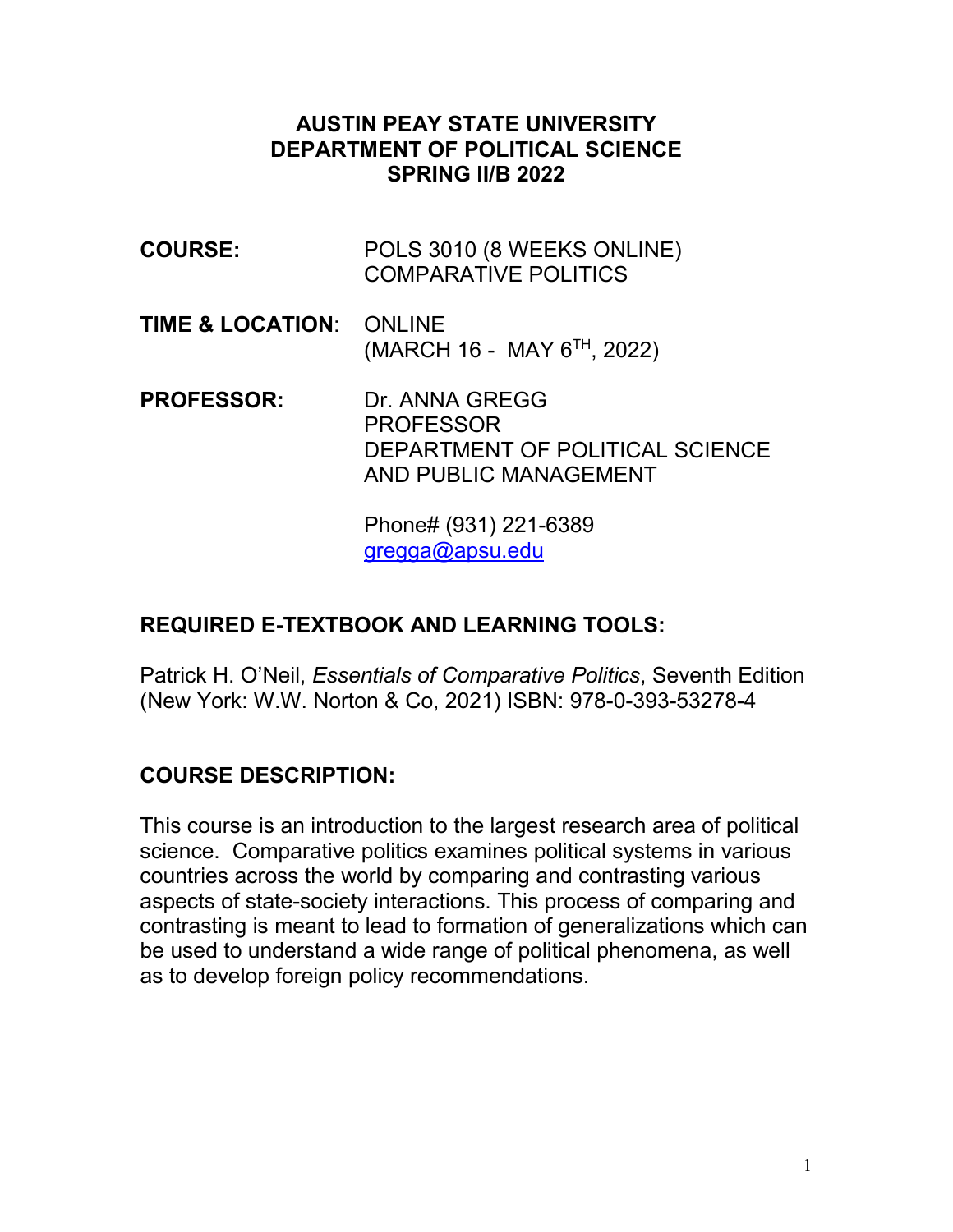**AUSTIN PEAY STATE UNIVERSITY**
**DEPARTMENT OF POLITICAL SCIENCE**
**SPRING II/B 2022**

**COURSE:** POLS 3010 (8 WEEKS ONLINE)
COMPARATIVE POLITICS

**TIME & LOCATION**: ONLINE
(MARCH 16 - MAY 6TH, 2022)

**PROFESSOR:** Dr. ANNA GREGG
PROFESSOR
DEPARTMENT OF POLITICAL SCIENCE
AND PUBLIC MANAGEMENT

Phone# (931) 221-6389
gregga@apsu.edu

## REQUIRED E-TEXTBOOK AND LEARNING TOOLS:

Patrick H. O'Neil, *Essentials of Comparative Politics*, Seventh Edition (New York: W.W. Norton & Co, 2021) ISBN: 978-0-393-53278-4

## COURSE DESCRIPTION:

This course is an introduction to the largest research area of political science. Comparative politics examines political systems in various countries across the world by comparing and contrasting various aspects of state-society interactions. This process of comparing and contrasting is meant to lead to formation of generalizations which can be used to understand a wide range of political phenomena, as well as to develop foreign policy recommendations.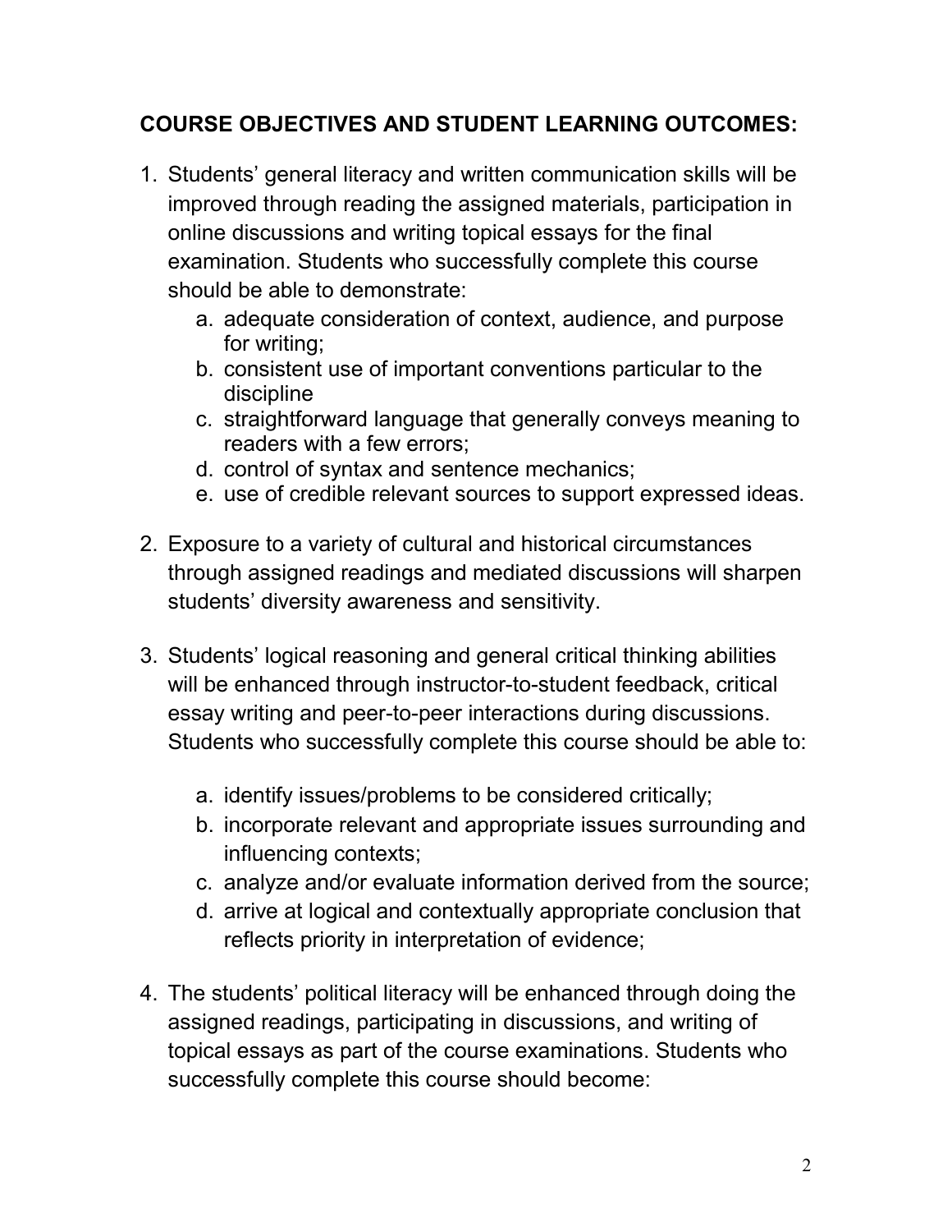## COURSE OBJECTIVES AND STUDENT LEARNING OUTCOMES:

1. Students' general literacy and written communication skills will be improved through reading the assigned materials, participation in online discussions and writing topical essays for the final examination. Students who successfully complete this course should be able to demonstrate:
   a. adequate consideration of context, audience, and purpose for writing;
   b. consistent use of important conventions particular to the discipline
   c. straightforward language that generally conveys meaning to readers with a few errors;
   d. control of syntax and sentence mechanics;
   e. use of credible relevant sources to support expressed ideas.

2. Exposure to a variety of cultural and historical circumstances through assigned readings and mediated discussions will sharpen students' diversity awareness and sensitivity.

3. Students' logical reasoning and general critical thinking abilities will be enhanced through instructor-to-student feedback, critical essay writing and peer-to-peer interactions during discussions. Students who successfully complete this course should be able to:

   a. identify issues/problems to be considered critically;
   b. incorporate relevant and appropriate issues surrounding and influencing contexts;
   c. analyze and/or evaluate information derived from the source;
   d. arrive at logical and contextually appropriate conclusion that reflects priority in interpretation of evidence;

4. The students' political literacy will be enhanced through doing the assigned readings, participating in discussions, and writing of topical essays as part of the course examinations. Students who successfully complete this course should become: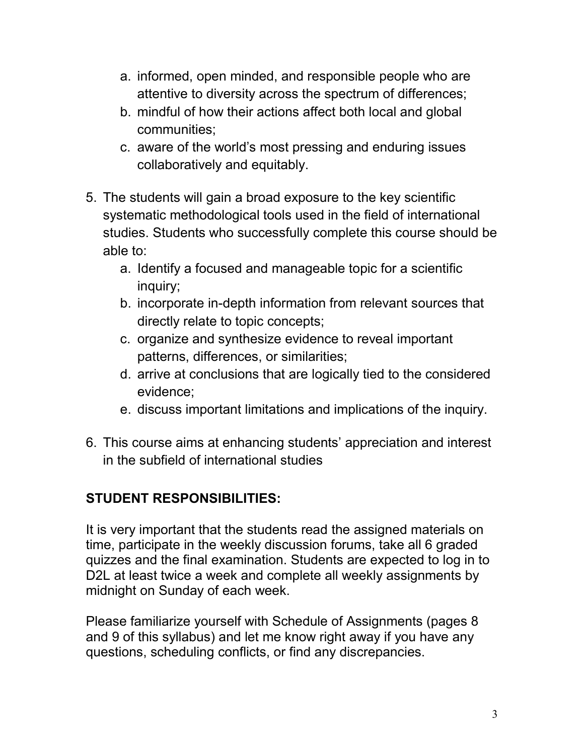a. informed, open minded, and responsible people who are attentive to diversity across the spectrum of differences;
   b. mindful of how their actions affect both local and global communities;
   c. aware of the world's most pressing and enduring issues collaboratively and equitably.

5. The students will gain a broad exposure to the key scientific systematic methodological tools used in the field of international studies. Students who successfully complete this course should be able to:
   a. Identify a focused and manageable topic for a scientific inquiry;
   b. incorporate in-depth information from relevant sources that directly relate to topic concepts;
   c. organize and synthesize evidence to reveal important patterns, differences, or similarities;
   d. arrive at conclusions that are logically tied to the considered evidence;
   e. discuss important limitations and implications of the inquiry.

6. This course aims at enhancing students' appreciation and interest in the subfield of international studies

## STUDENT RESPONSIBILITIES:

It is very important that the students read the assigned materials on time, participate in the weekly discussion forums, take all 6 graded quizzes and the final examination. Students are expected to log in to D2L at least twice a week and complete all weekly assignments by midnight on Sunday of each week.

Please familiarize yourself with Schedule of Assignments (pages 8 and 9 of this syllabus) and let me know right away if you have any questions, scheduling conflicts, or find any discrepancies.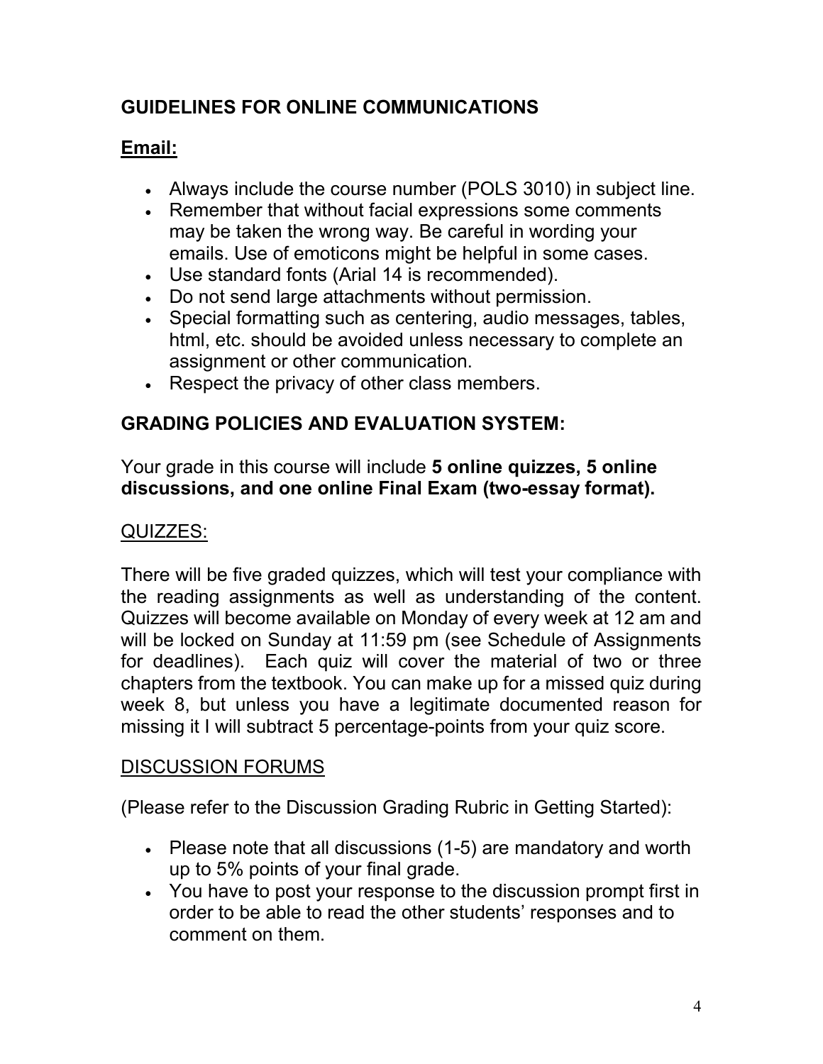## GUIDELINES FOR ONLINE COMMUNICATIONS

### Email:

- Always include the course number (POLS 3010) in subject line.
- Remember that without facial expressions some comments may be taken the wrong way. Be careful in wording your emails. Use of emoticons might be helpful in some cases.
- Use standard fonts (Arial 14 is recommended).
- Do not send large attachments without permission.
- Special formatting such as centering, audio messages, tables, html, etc. should be avoided unless necessary to complete an assignment or other communication.
- Respect the privacy of other class members.

## GRADING POLICIES AND EVALUATION SYSTEM:

Your grade in this course will include **5 online quizzes, 5 online discussions, and one online Final Exam (two-essay format).**

### QUIZZES:

There will be five graded quizzes, which will test your compliance with the reading assignments as well as understanding of the content. Quizzes will become available on Monday of every week at 12 am and will be locked on Sunday at 11:59 pm (see Schedule of Assignments for deadlines). Each quiz will cover the material of two or three chapters from the textbook. You can make up for a missed quiz during week 8, but unless you have a legitimate documented reason for missing it I will subtract 5 percentage-points from your quiz score.

### DISCUSSION FORUMS

(Please refer to the Discussion Grading Rubric in Getting Started):

- Please note that all discussions (1-5) are mandatory and worth up to 5% points of your final grade.
- You have to post your response to the discussion prompt first in order to be able to read the other students' responses and to comment on them.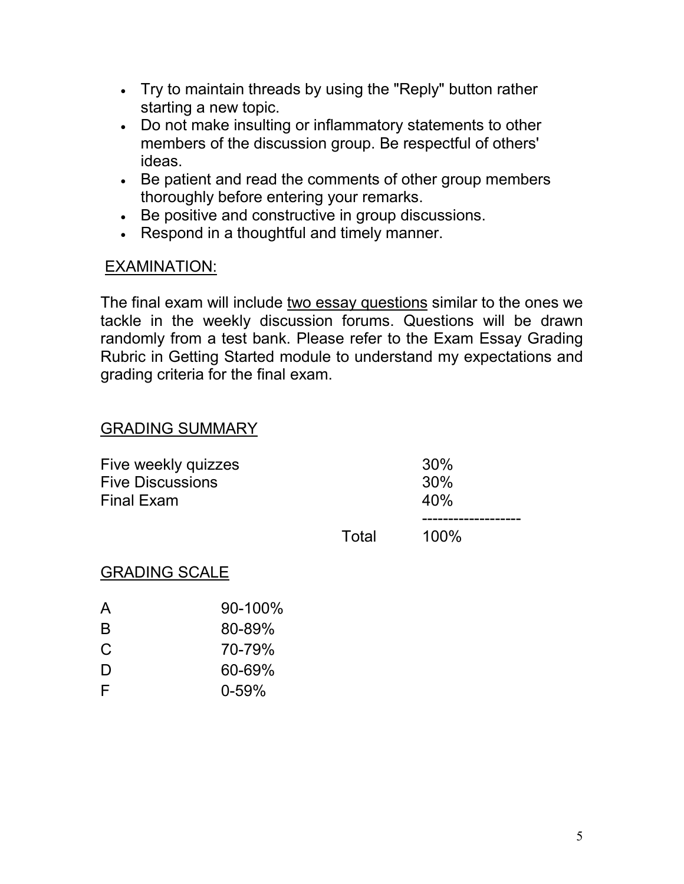- Try to maintain threads by using the "Reply" button rather starting a new topic.
- Do not make insulting or inflammatory statements to other members of the discussion group. Be respectful of others' ideas.
- Be patient and read the comments of other group members thoroughly before entering your remarks.
- Be positive and constructive in group discussions.
- Respond in a thoughtful and timely manner.

## EXAMINATION:

The final exam will include two essay questions similar to the ones we tackle in the weekly discussion forums. Questions will be drawn randomly from a test bank. Please refer to the Exam Essay Grading Rubric in Getting Started module to understand my expectations and grading criteria for the final exam.

## GRADING SUMMARY

| | | |
|---|---|---|
| Five weekly quizzes | | 30% |
| Five Discussions | | 30% |
| Final Exam | | 40% |
| | Total | 100% |

## GRADING SCALE

| | |
|---|---|
| A | 90-100% |
| B | 80-89% |
| C | 70-79% |
| D | 60-69% |
| F | 0-59% |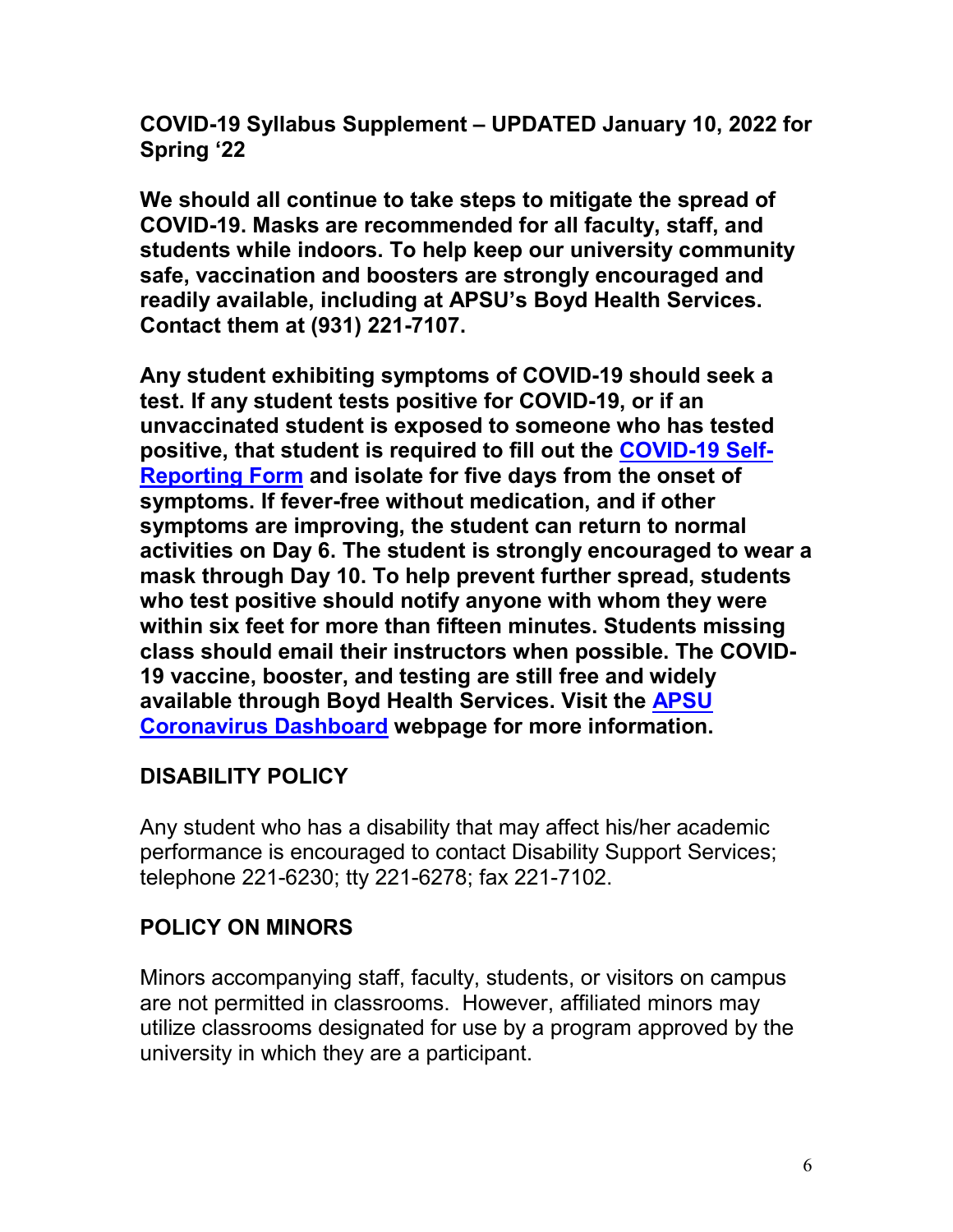**COVID-19 Syllabus Supplement – UPDATED January 10, 2022 for Spring '22**

**We should all continue to take steps to mitigate the spread of COVID-19. Masks are recommended for all faculty, staff, and students while indoors. To help keep our university community safe, vaccination and boosters are strongly encouraged and readily available, including at APSU's Boyd Health Services. Contact them at (931) 221-7107.**

**Any student exhibiting symptoms of COVID-19 should seek a test. If any student tests positive for COVID-19, or if an unvaccinated student is exposed to someone who has tested positive, that student is required to fill out the COVID-19 Self-Reporting Form and isolate for five days from the onset of symptoms. If fever-free without medication, and if other symptoms are improving, the student can return to normal activities on Day 6. The student is strongly encouraged to wear a mask through Day 10. To help prevent further spread, students who test positive should notify anyone with whom they were within six feet for more than fifteen minutes. Students missing class should email their instructors when possible. The COVID-19 vaccine, booster, and testing are still free and widely available through Boyd Health Services. Visit the APSU Coronavirus Dashboard webpage for more information.**

## DISABILITY POLICY

Any student who has a disability that may affect his/her academic performance is encouraged to contact Disability Support Services; telephone 221-6230; tty 221-6278; fax 221-7102.

## POLICY ON MINORS

Minors accompanying staff, faculty, students, or visitors on campus are not permitted in classrooms. However, affiliated minors may utilize classrooms designated for use by a program approved by the university in which they are a participant.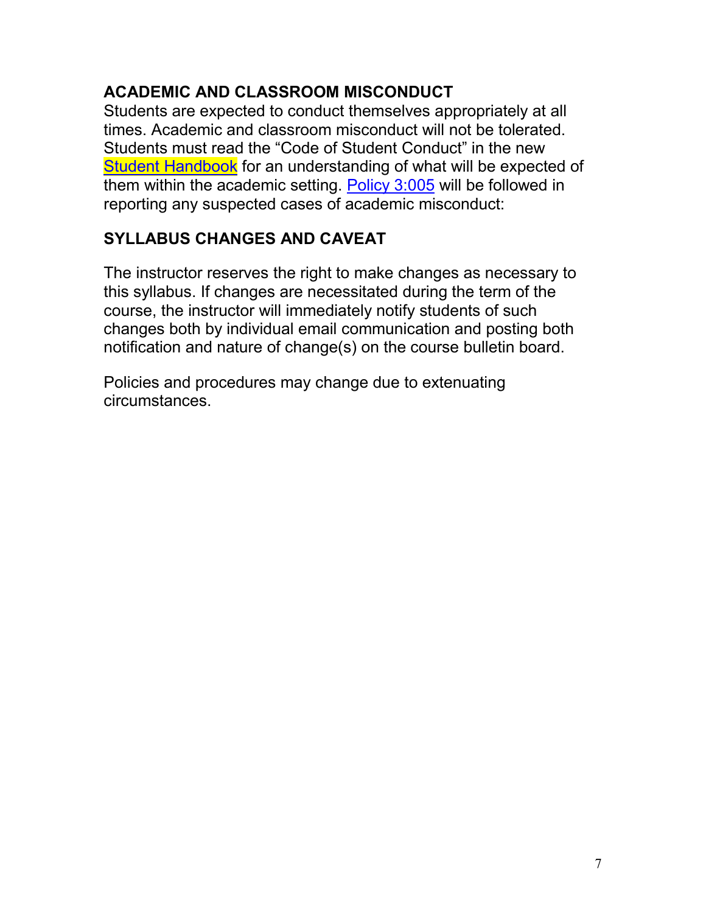## ACADEMIC AND CLASSROOM MISCONDUCT

Students are expected to conduct themselves appropriately at all times. Academic and classroom misconduct will not be tolerated. Students must read the "Code of Student Conduct" in the new Student Handbook for an understanding of what will be expected of them within the academic setting. Policy 3:005 will be followed in reporting any suspected cases of academic misconduct:

## SYLLABUS CHANGES AND CAVEAT

The instructor reserves the right to make changes as necessary to this syllabus. If changes are necessitated during the term of the course, the instructor will immediately notify students of such changes both by individual email communication and posting both notification and nature of change(s) on the course bulletin board.

Policies and procedures may change due to extenuating circumstances.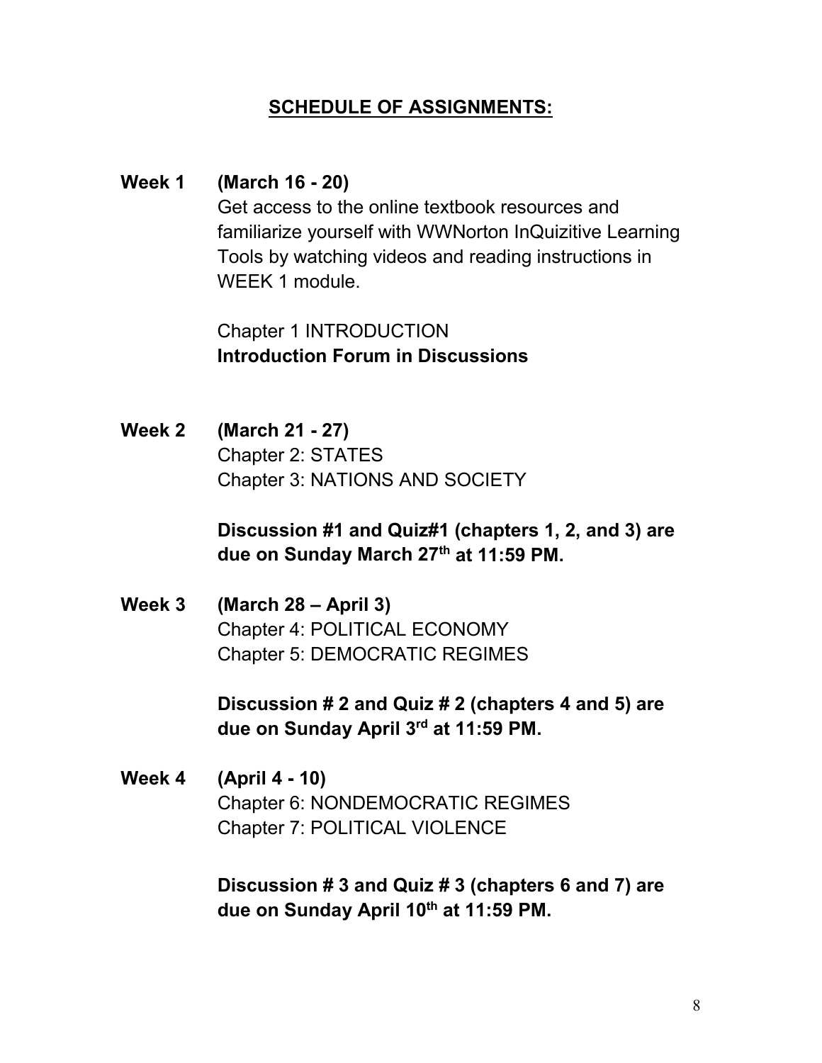## SCHEDULE OF ASSIGNMENTS:

**Week 1 (March 16 - 20)**

Get access to the online textbook resources and familiarize yourself with WWNorton InQuizitive Learning Tools by watching videos and reading instructions in WEEK 1 module.

Chapter 1 INTRODUCTION
**Introduction Forum in Discussions**

**Week 2 (March 21 - 27)**

Chapter 2: STATES
Chapter 3: NATIONS AND SOCIETY

**Discussion #1 and Quiz#1 (chapters 1, 2, and 3) are due on Sunday March 27th at 11:59 PM.**

**Week 3 (March 28 – April 3)**

Chapter 4: POLITICAL ECONOMY
Chapter 5: DEMOCRATIC REGIMES

**Discussion # 2 and Quiz # 2 (chapters 4 and 5) are due on Sunday April 3rd at 11:59 PM.**

**Week 4 (April 4 - 10)**

Chapter 6: NONDEMOCRATIC REGIMES
Chapter 7: POLITICAL VIOLENCE

**Discussion # 3 and Quiz # 3 (chapters 6 and 7) are due on Sunday April 10th at 11:59 PM.**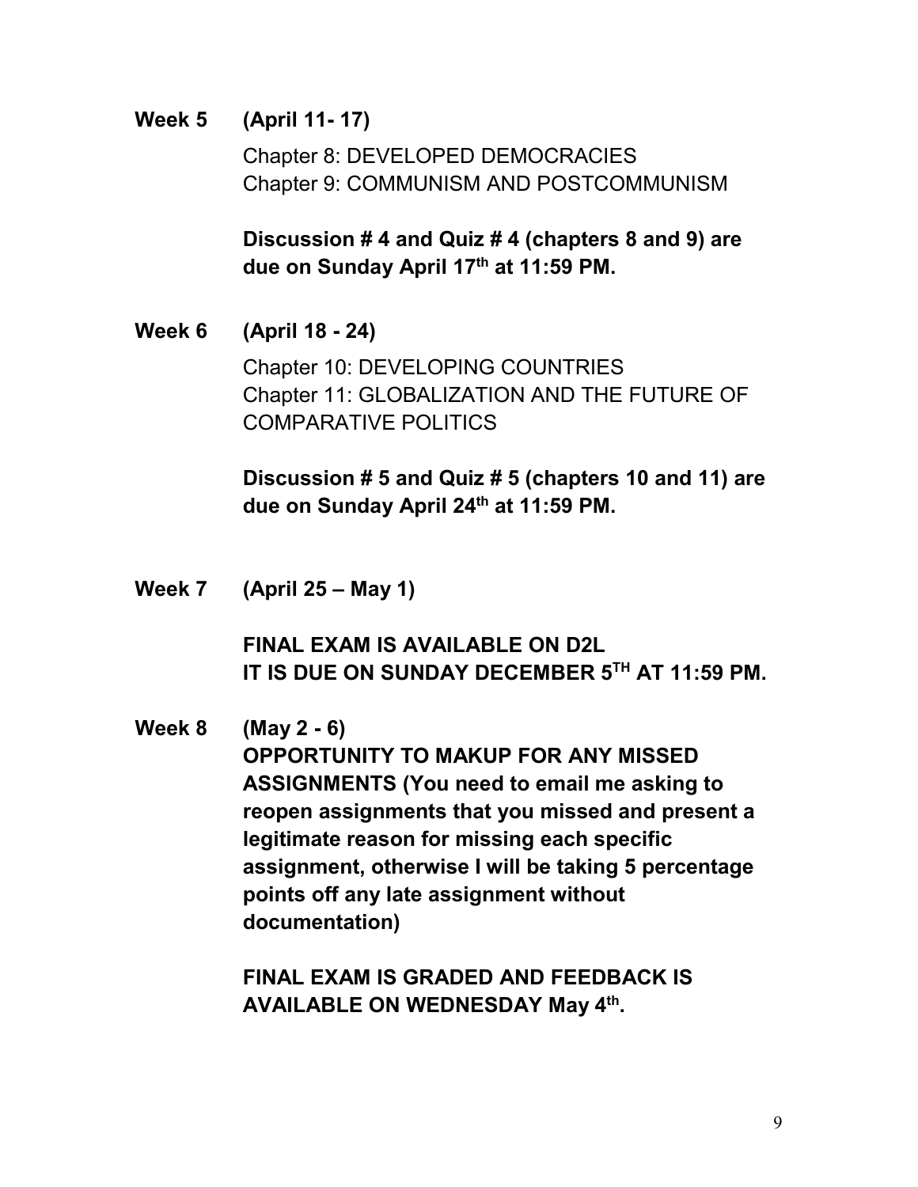**Week 5 (April 11- 17)**

Chapter 8: DEVELOPED DEMOCRACIES
Chapter 9: COMMUNISM AND POSTCOMMUNISM

**Discussion # 4 and Quiz # 4 (chapters 8 and 9) are due on Sunday April 17th at 11:59 PM.**

**Week 6 (April 18 - 24)**

Chapter 10: DEVELOPING COUNTRIES
Chapter 11: GLOBALIZATION AND THE FUTURE OF COMPARATIVE POLITICS

**Discussion # 5 and Quiz # 5 (chapters 10 and 11) are due on Sunday April 24th at 11:59 PM.**

**Week 7 (April 25 – May 1)**

**FINAL EXAM IS AVAILABLE ON D2L**
**IT IS DUE ON SUNDAY DECEMBER 5TH AT 11:59 PM.**

**Week 8 (May 2 - 6)**
**OPPORTUNITY TO MAKUP FOR ANY MISSED ASSIGNMENTS (You need to email me asking to reopen assignments that you missed and present a legitimate reason for missing each specific assignment, otherwise I will be taking 5 percentage points off any late assignment without documentation)**

**FINAL EXAM IS GRADED AND FEEDBACK IS AVAILABLE ON WEDNESDAY May 4th.**